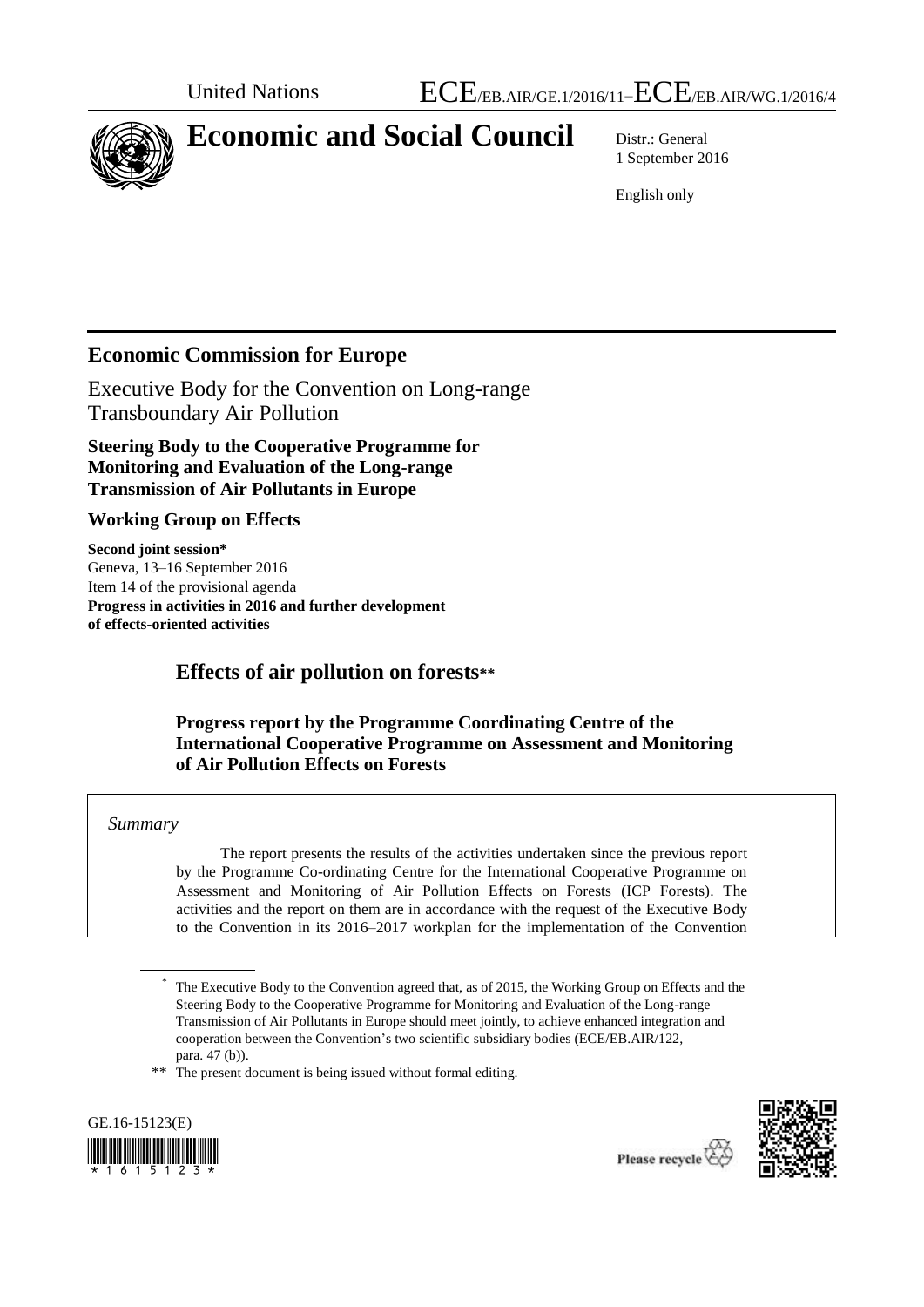United Nations ECE/EB.AIR/GE.1/2016/11–ECE/EB.AIR/WG.1/2016/4

# Economic and Social Council

Distr.: General
1 September 2016

English only

## Economic Commission for Europe

Executive Body for the Convention on Long-range Transboundary Air Pollution

**Steering Body to the Cooperative Programme for Monitoring and Evaluation of the Long-range Transmission of Air Pollutants in Europe**

**Working Group on Effects**

**Second joint session***
Geneva, 13–16 September 2016
Item 14 of the provisional agenda
**Progress in activities in 2016 and further development of effects-oriented activities**

# Effects of air pollution on forests**

### Progress report by the Programme Coordinating Centre of the International Cooperative Programme on Assessment and Monitoring of Air Pollution Effects on Forests

*Summary*

The report presents the results of the activities undertaken since the previous report by the Programme Co-ordinating Centre for the International Cooperative Programme on Assessment and Monitoring of Air Pollution Effects on Forests (ICP Forests). The activities and the report on them are in accordance with the request of the Executive Body to the Convention in its 2016–2017 workplan for the implementation of the Convention

---

* The Executive Body to the Convention agreed that, as of 2015, the Working Group on Effects and the Steering Body to the Cooperative Programme for Monitoring and Evaluation of the Long-range Transmission of Air Pollutants in Europe should meet jointly, to achieve enhanced integration and cooperation between the Convention's two scientific subsidiary bodies (ECE/EB.AIR/122, para. 47 (b)).

** The present document is being issued without formal editing.

GE.16-15123(E)

Please recycle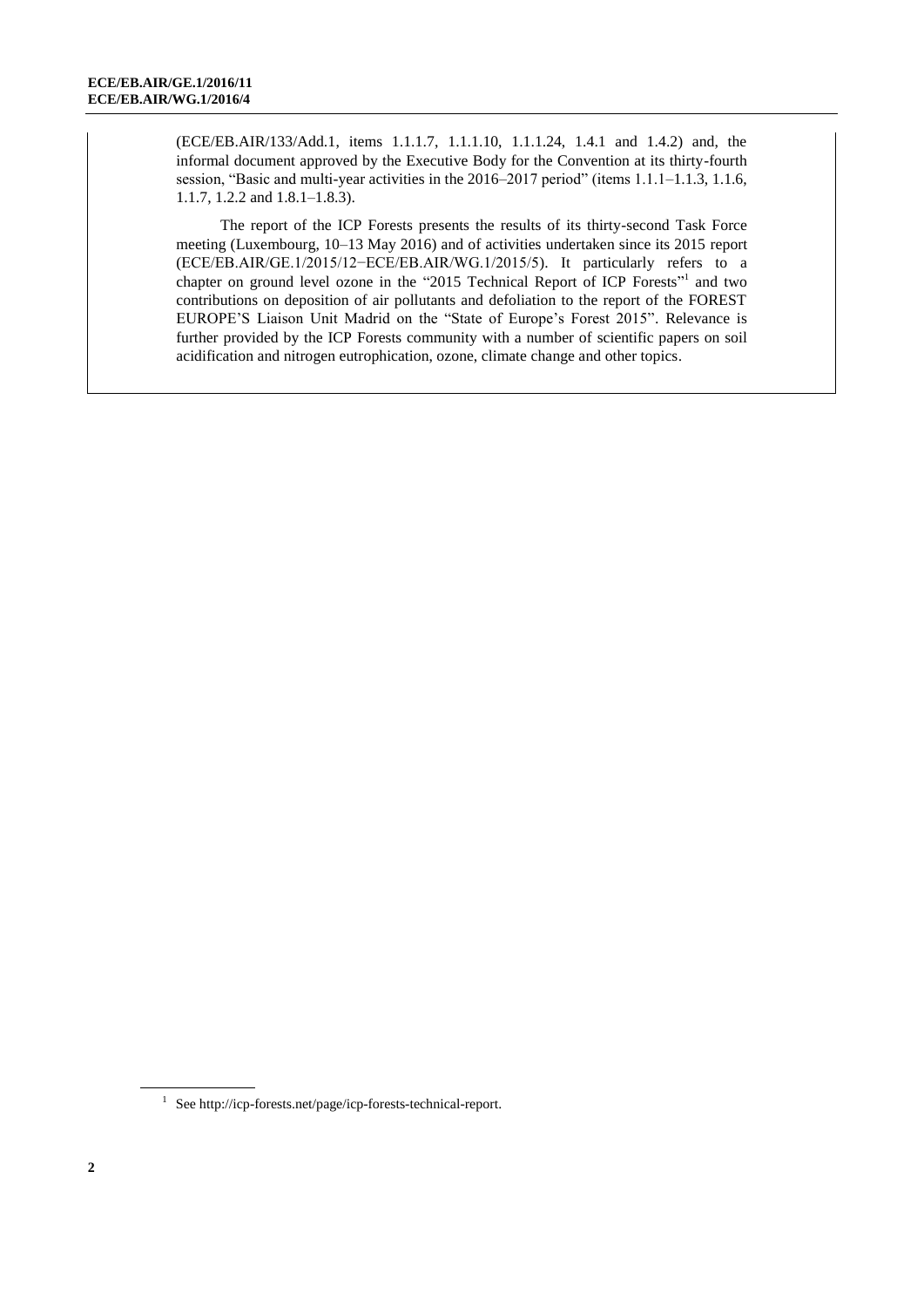(ECE/EB.AIR/133/Add.1, items 1.1.1.7, 1.1.1.10, 1.1.1.24, 1.4.1 and 1.4.2) and, the informal document approved by the Executive Body for the Convention at its thirty-fourth session, "Basic and multi-year activities in the 2016–2017 period" (items 1.1.1–1.1.3, 1.1.6, 1.1.7, 1.2.2 and 1.8.1–1.8.3).

The report of the ICP Forests presents the results of its thirty-second Task Force meeting (Luxembourg, 10–13 May 2016) and of activities undertaken since its 2015 report (ECE/EB.AIR/GE.1/2015/12−ECE/EB.AIR/WG.1/2015/5). It particularly refers to a chapter on ground level ozone in the "2015 Technical Report of ICP Forests"[1] and two contributions on deposition of air pollutants and defoliation to the report of the FOREST EUROPE'S Liaison Unit Madrid on the "State of Europe's Forest 2015". Relevance is further provided by the ICP Forests community with a number of scientific papers on soil acidification and nitrogen eutrophication, ozone, climate change and other topics.

[1] See http://icp-forests.net/page/icp-forests-technical-report.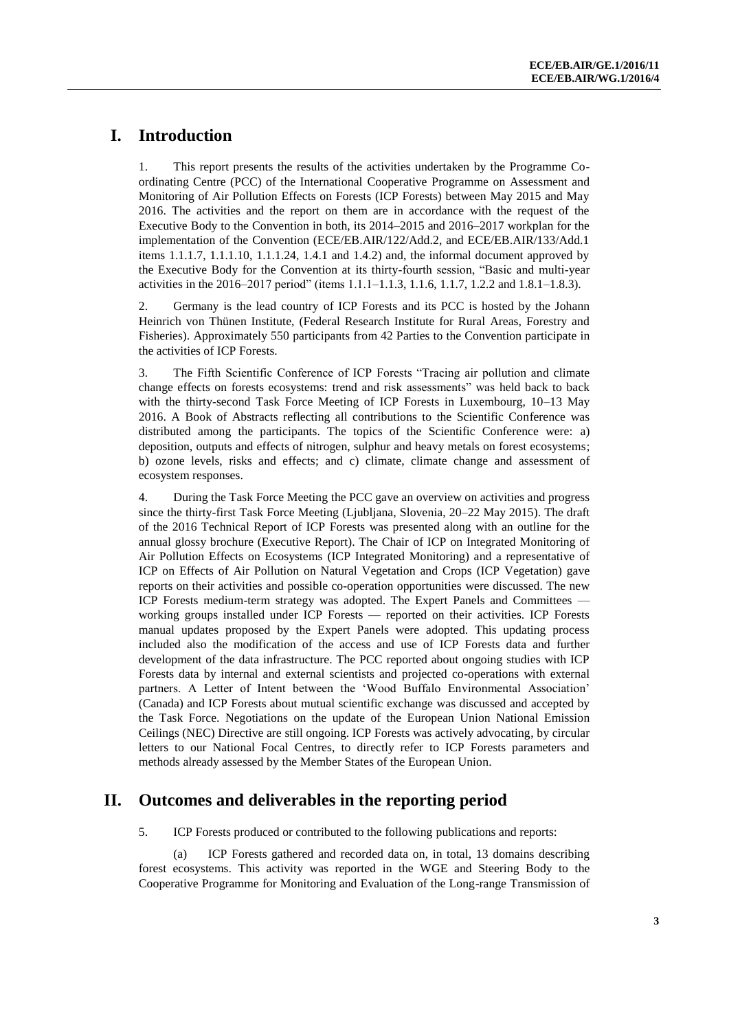# I. Introduction

1. This report presents the results of the activities undertaken by the Programme Co-ordinating Centre (PCC) of the International Cooperative Programme on Assessment and Monitoring of Air Pollution Effects on Forests (ICP Forests) between May 2015 and May 2016. The activities and the report on them are in accordance with the request of the Executive Body to the Convention in both, its 2014–2015 and 2016–2017 workplan for the implementation of the Convention (ECE/EB.AIR/122/Add.2, and ECE/EB.AIR/133/Add.1 items 1.1.1.7, 1.1.1.10, 1.1.1.24, 1.4.1 and 1.4.2) and, the informal document approved by the Executive Body for the Convention at its thirty-fourth session, "Basic and multi-year activities in the 2016–2017 period" (items 1.1.1–1.1.3, 1.1.6, 1.1.7, 1.2.2 and 1.8.1–1.8.3).

2. Germany is the lead country of ICP Forests and its PCC is hosted by the Johann Heinrich von Thünen Institute, (Federal Research Institute for Rural Areas, Forestry and Fisheries). Approximately 550 participants from 42 Parties to the Convention participate in the activities of ICP Forests.

3. The Fifth Scientific Conference of ICP Forests "Tracing air pollution and climate change effects on forests ecosystems: trend and risk assessments" was held back to back with the thirty-second Task Force Meeting of ICP Forests in Luxembourg, 10–13 May 2016. A Book of Abstracts reflecting all contributions to the Scientific Conference was distributed among the participants. The topics of the Scientific Conference were: a) deposition, outputs and effects of nitrogen, sulphur and heavy metals on forest ecosystems; b) ozone levels, risks and effects; and c) climate, climate change and assessment of ecosystem responses.

4. During the Task Force Meeting the PCC gave an overview on activities and progress since the thirty-first Task Force Meeting (Ljubljana, Slovenia, 20–22 May 2015). The draft of the 2016 Technical Report of ICP Forests was presented along with an outline for the annual glossy brochure (Executive Report). The Chair of ICP on Integrated Monitoring of Air Pollution Effects on Ecosystems (ICP Integrated Monitoring) and a representative of ICP on Effects of Air Pollution on Natural Vegetation and Crops (ICP Vegetation) gave reports on their activities and possible co-operation opportunities were discussed. The new ICP Forests medium-term strategy was adopted. The Expert Panels and Committees — working groups installed under ICP Forests — reported on their activities. ICP Forests manual updates proposed by the Expert Panels were adopted. This updating process included also the modification of the access and use of ICP Forests data and further development of the data infrastructure. The PCC reported about ongoing studies with ICP Forests data by internal and external scientists and projected co-operations with external partners. A Letter of Intent between the 'Wood Buffalo Environmental Association' (Canada) and ICP Forests about mutual scientific exchange was discussed and accepted by the Task Force. Negotiations on the update of the European Union National Emission Ceilings (NEC) Directive are still ongoing. ICP Forests was actively advocating, by circular letters to our National Focal Centres, to directly refer to ICP Forests parameters and methods already assessed by the Member States of the European Union.

# II. Outcomes and deliverables in the reporting period

5. ICP Forests produced or contributed to the following publications and reports:

(a) ICP Forests gathered and recorded data on, in total, 13 domains describing forest ecosystems. This activity was reported in the WGE and Steering Body to the Cooperative Programme for Monitoring and Evaluation of the Long-range Transmission of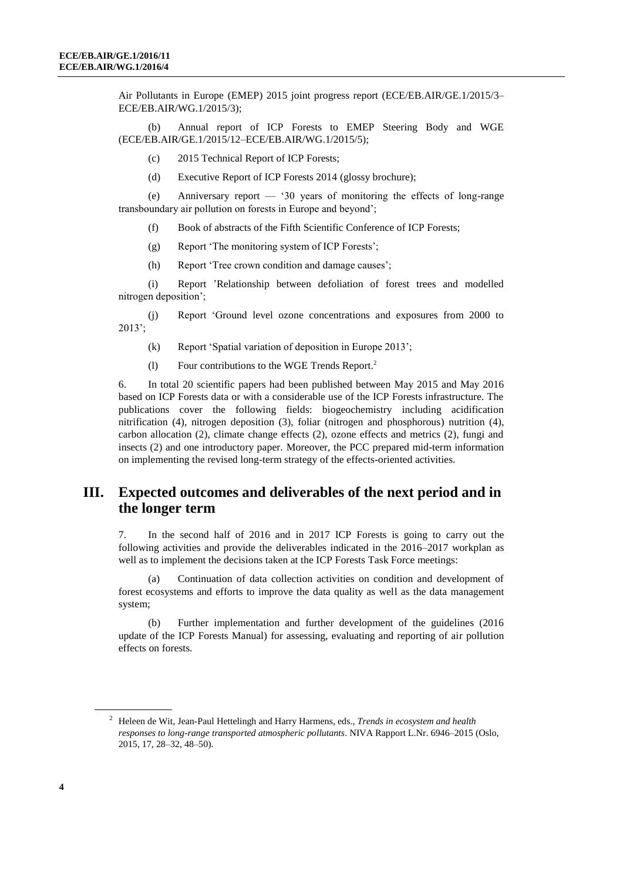Air Pollutants in Europe (EMEP) 2015 joint progress report (ECE/EB.AIR/GE.1/2015/3–ECE/EB.AIR/WG.1/2015/3);

(b) Annual report of ICP Forests to EMEP Steering Body and WGE (ECE/EB.AIR/GE.1/2015/12–ECE/EB.AIR/WG.1/2015/5);

(c) 2015 Technical Report of ICP Forests;

(d) Executive Report of ICP Forests 2014 (glossy brochure);

(e) Anniversary report — '30 years of monitoring the effects of long-range transboundary air pollution on forests in Europe and beyond';

(f) Book of abstracts of the Fifth Scientific Conference of ICP Forests;

(g) Report 'The monitoring system of ICP Forests';

(h) Report 'Tree crown condition and damage causes';

(i) Report 'Relationship between defoliation of forest trees and modelled nitrogen deposition';

(j) Report 'Ground level ozone concentrations and exposures from 2000 to 2013';

(k) Report 'Spatial variation of deposition in Europe 2013';

(l) Four contributions to the WGE Trends Report.[2]

6. In total 20 scientific papers had been published between May 2015 and May 2016 based on ICP Forests data or with a considerable use of the ICP Forests infrastructure. The publications cover the following fields: biogeochemistry including acidification nitrification (4), nitrogen deposition (3), foliar (nitrogen and phosphorous) nutrition (4), carbon allocation (2), climate change effects (2), ozone effects and metrics (2), fungi and insects (2) and one introductory paper. Moreover, the PCC prepared mid-term information on implementing the revised long-term strategy of the effects-oriented activities.

## III. Expected outcomes and deliverables of the next period and in the longer term

7. In the second half of 2016 and in 2017 ICP Forests is going to carry out the following activities and provide the deliverables indicated in the 2016–2017 workplan as well as to implement the decisions taken at the ICP Forests Task Force meetings:

(a) Continuation of data collection activities on condition and development of forest ecosystems and efforts to improve the data quality as well as the data management system;

(b) Further implementation and further development of the guidelines (2016 update of the ICP Forests Manual) for assessing, evaluating and reporting of air pollution effects on forests.

---

[2] Heleen de Wit, Jean-Paul Hettelingh and Harry Harmens, eds., *Trends in ecosystem and health responses to long-range transported atmospheric pollutants*. NIVA Rapport L.Nr. 6946–2015 (Oslo, 2015, 17, 28–32, 48–50).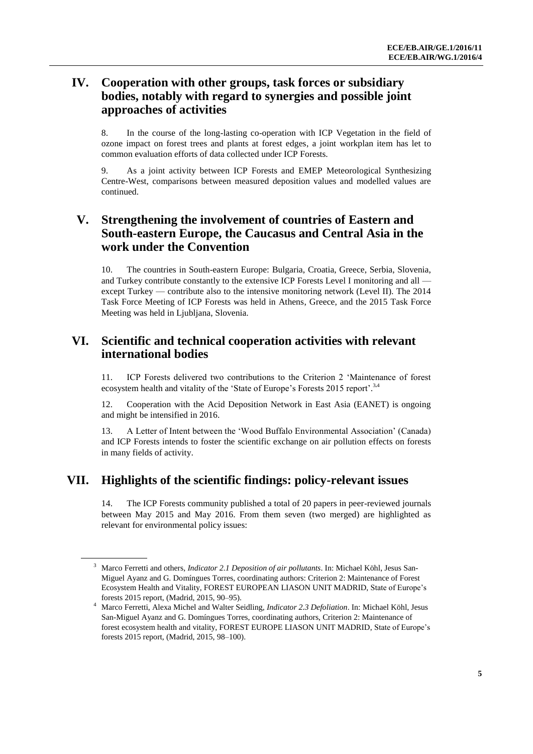## IV. Cooperation with other groups, task forces or subsidiary bodies, notably with regard to synergies and possible joint approaches of activities

8. In the course of the long-lasting co-operation with ICP Vegetation in the field of ozone impact on forest trees and plants at forest edges, a joint workplan item has let to common evaluation efforts of data collected under ICP Forests.

9. As a joint activity between ICP Forests and EMEP Meteorological Synthesizing Centre-West, comparisons between measured deposition values and modelled values are continued.

## V. Strengthening the involvement of countries of Eastern and South-eastern Europe, the Caucasus and Central Asia in the work under the Convention

10. The countries in South-eastern Europe: Bulgaria, Croatia, Greece, Serbia, Slovenia, and Turkey contribute constantly to the extensive ICP Forests Level I monitoring and all — except Turkey — contribute also to the intensive monitoring network (Level II). The 2014 Task Force Meeting of ICP Forests was held in Athens, Greece, and the 2015 Task Force Meeting was held in Ljubljana, Slovenia.

## VI. Scientific and technical cooperation activities with relevant international bodies

11. ICP Forests delivered two contributions to the Criterion 2 'Maintenance of forest ecosystem health and vitality of the 'State of Europe's Forests 2015 report'.[3,4]

12. Cooperation with the Acid Deposition Network in East Asia (EANET) is ongoing and might be intensified in 2016.

13. A Letter of Intent between the 'Wood Buffalo Environmental Association' (Canada) and ICP Forests intends to foster the scientific exchange on air pollution effects on forests in many fields of activity.

## VII. Highlights of the scientific findings: policy-relevant issues

14. The ICP Forests community published a total of 20 papers in peer-reviewed journals between May 2015 and May 2016. From them seven (two merged) are highlighted as relevant for environmental policy issues:

---

[3] Marco Ferretti and others, *Indicator 2.1 Deposition of air pollutants*. In: Michael Köhl, Jesus San-Miguel Ayanz and G. Domíngues Torres, coordinating authors: Criterion 2: Maintenance of Forest Ecosystem Health and Vitality, FOREST EUROPEAN LIASON UNIT MADRID, State of Europe's forests 2015 report, (Madrid, 2015, 90–95).

[4] Marco Ferretti, Alexa Michel and Walter Seidling, *Indicator 2.3 Defoliation*. In: Michael Köhl, Jesus San-Miguel Ayanz and G. Domíngues Torres, coordinating authors, Criterion 2: Maintenance of forest ecosystem health and vitality, FOREST EUROPE LIASON UNIT MADRID, State of Europe's forests 2015 report, (Madrid, 2015, 98–100).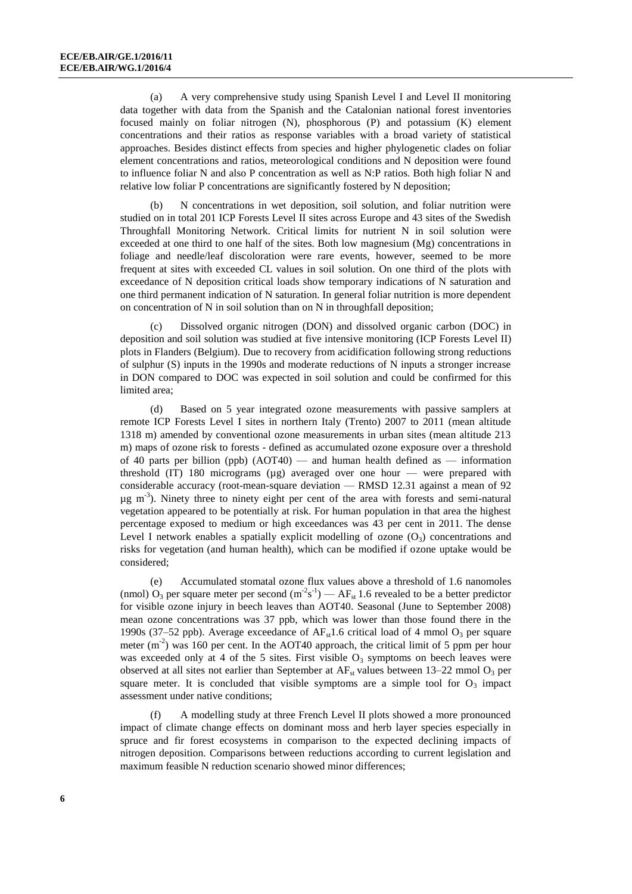(a) A very comprehensive study using Spanish Level I and Level II monitoring data together with data from the Spanish and the Catalonian national forest inventories focused mainly on foliar nitrogen (N), phosphorous (P) and potassium (K) element concentrations and their ratios as response variables with a broad variety of statistical approaches. Besides distinct effects from species and higher phylogenetic clades on foliar element concentrations and ratios, meteorological conditions and N deposition were found to influence foliar N and also P concentration as well as N:P ratios. Both high foliar N and relative low foliar P concentrations are significantly fostered by N deposition;

(b) N concentrations in wet deposition, soil solution, and foliar nutrition were studied on in total 201 ICP Forests Level II sites across Europe and 43 sites of the Swedish Throughfall Monitoring Network. Critical limits for nutrient N in soil solution were exceeded at one third to one half of the sites. Both low magnesium (Mg) concentrations in foliage and needle/leaf discoloration were rare events, however, seemed to be more frequent at sites with exceeded CL values in soil solution. On one third of the plots with exceedance of N deposition critical loads show temporary indications of N saturation and one third permanent indication of N saturation. In general foliar nutrition is more dependent on concentration of N in soil solution than on N in throughfall deposition;

(c) Dissolved organic nitrogen (DON) and dissolved organic carbon (DOC) in deposition and soil solution was studied at five intensive monitoring (ICP Forests Level II) plots in Flanders (Belgium). Due to recovery from acidification following strong reductions of sulphur (S) inputs in the 1990s and moderate reductions of N inputs a stronger increase in DON compared to DOC was expected in soil solution and could be confirmed for this limited area;

(d) Based on 5 year integrated ozone measurements with passive samplers at remote ICP Forests Level I sites in northern Italy (Trento) 2007 to 2011 (mean altitude 1318 m) amended by conventional ozone measurements in urban sites (mean altitude 213 m) maps of ozone risk to forests - defined as accumulated ozone exposure over a threshold of 40 parts per billion (ppb) (AOT40) — and human health defined as — information threshold (IT) 180 micrograms (µg) averaged over one hour — were prepared with considerable accuracy (root-mean-square deviation — RMSD 12.31 against a mean of 92 µg $m^{-3}$). Ninety three to ninety eight per cent of the area with forests and semi-natural vegetation appeared to be potentially at risk. For human population in that area the highest percentage exposed to medium or high exceedances was 43 per cent in 2011. The dense Level I network enables a spatially explicit modelling of ozone ($O_3$) concentrations and risks for vegetation (and human health), which can be modified if ozone uptake would be considered;

(e) Accumulated stomatal ozone flux values above a threshold of 1.6 nanomoles (nmol) $O_3$ per square meter per second ($m^{-2}s^{-1}$) — $AF_{st}$ 1.6 revealed to be a better predictor for visible ozone injury in beech leaves than AOT40. Seasonal (June to September 2008) mean ozone concentrations was 37 ppb, which was lower than those found there in the 1990s (37–52 ppb). Average exceedance of $AF_{st}$1.6 critical load of 4 mmol $O_3$ per square meter ($m^{-2}$) was 160 per cent. In the AOT40 approach, the critical limit of 5 ppm per hour was exceeded only at 4 of the 5 sites. First visible $O_3$ symptoms on beech leaves were observed at all sites not earlier than September at $AF_{st}$ values between 13–22 mmol $O_3$ per square meter. It is concluded that visible symptoms are a simple tool for $O_3$ impact assessment under native conditions;

(f) A modelling study at three French Level II plots showed a more pronounced impact of climate change effects on dominant moss and herb layer species especially in spruce and fir forest ecosystems in comparison to the expected declining impacts of nitrogen deposition. Comparisons between reductions according to current legislation and maximum feasible N reduction scenario showed minor differences;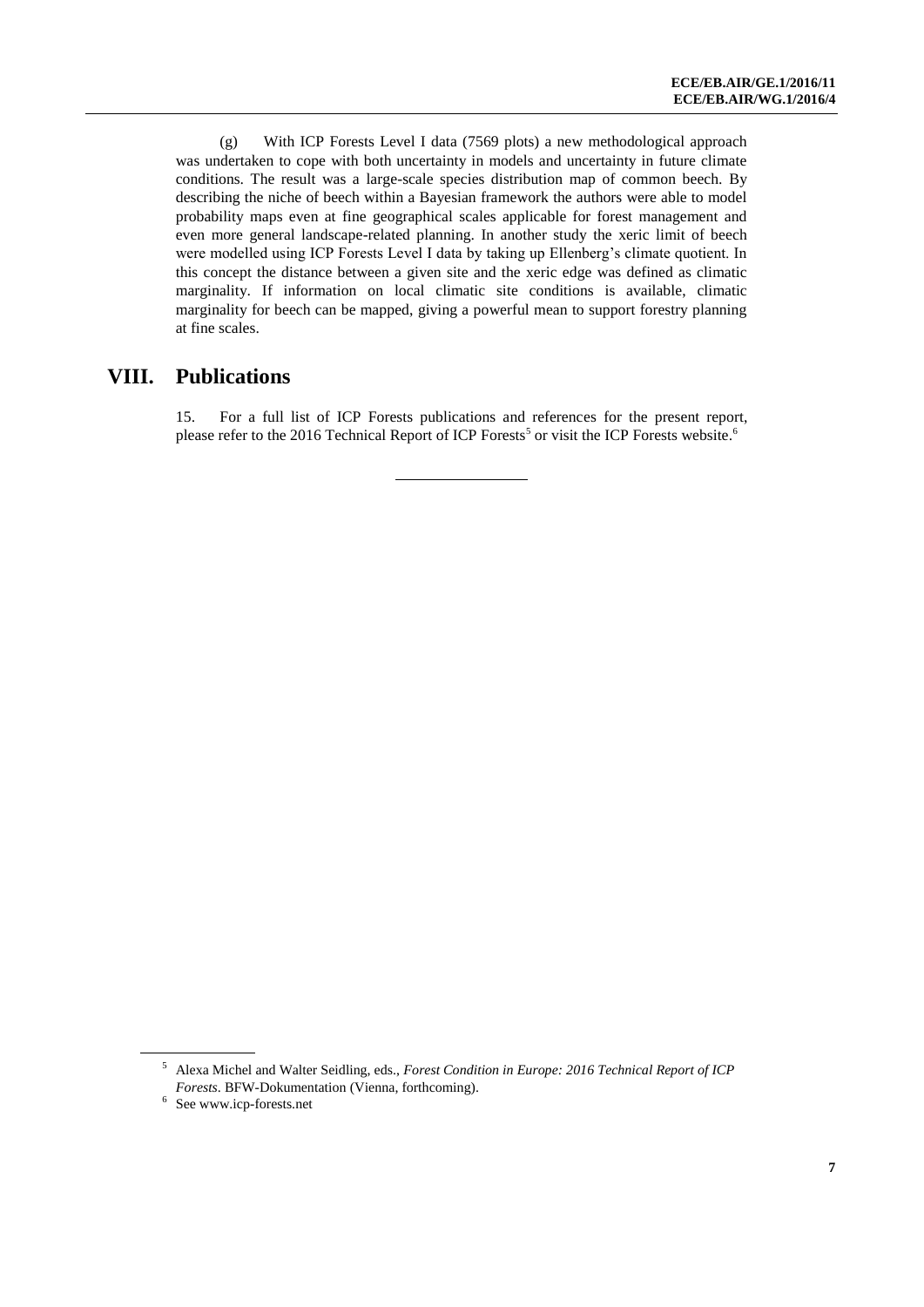(g) With ICP Forests Level I data (7569 plots) a new methodological approach was undertaken to cope with both uncertainty in models and uncertainty in future climate conditions. The result was a large-scale species distribution map of common beech. By describing the niche of beech within a Bayesian framework the authors were able to model probability maps even at fine geographical scales applicable for forest management and even more general landscape-related planning. In another study the xeric limit of beech were modelled using ICP Forests Level I data by taking up Ellenberg's climate quotient. In this concept the distance between a given site and the xeric edge was defined as climatic marginality. If information on local climatic site conditions is available, climatic marginality for beech can be mapped, giving a powerful mean to support forestry planning at fine scales.

# VIII. Publications

15. For a full list of ICP Forests publications and references for the present report, please refer to the 2016 Technical Report of ICP Forests[5] or visit the ICP Forests website.[6]

---

[5] Alexa Michel and Walter Seidling, eds., *Forest Condition in Europe: 2016 Technical Report of ICP Forests*. BFW-Dokumentation (Vienna, forthcoming).

[6] See www.icp-forests.net